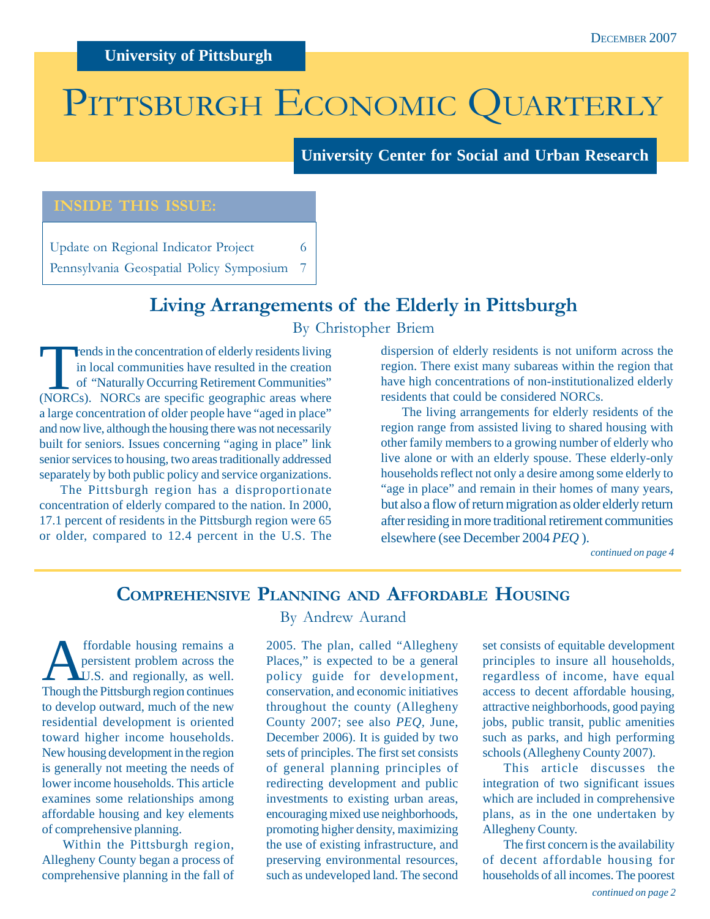December 2007

**University of Pittsburgh**

# Pittsburgh Economic Quarterly

**University Center for Social and Urban Research**

**INSIDE THIS ISSUE:**

| | |
|---|---|
| Update on Regional Indicator Project | 6 |
| Pennsylvania Geospatial Policy Symposium | 7 |

## Living Arrangements of the Elderly in Pittsburgh

By Christopher Briem

Trends in the concentration of elderly residents living in local communities have resulted in the creation of "Naturally Occurring Retirement Communities" (NORCs). NORCs are specific geographic areas where a large concentration of older people have "aged in place" and now live, although the housing there was not necessarily built for seniors. Issues concerning "aging in place" link senior services to housing, two areas traditionally addressed separately by both public policy and service organizations.

The Pittsburgh region has a disproportionate concentration of elderly compared to the nation. In 2000, 17.1 percent of residents in the Pittsburgh region were 65 or older, compared to 12.4 percent in the U.S. The dispersion of elderly residents is not uniform across the region. There exist many subareas within the region that have high concentrations of non-institutionalized elderly residents that could be considered NORCs.

The living arrangements for elderly residents of the region range from assisted living to shared housing with other family members to a growing number of elderly who live alone or with an elderly spouse. These elderly-only households reflect not only a desire among some elderly to "age in place" and remain in their homes of many years, but also a flow of return migration as older elderly return after residing in more traditional retirement communities elsewhere (see December 2004 *PEQ* ).

*continued on page 4*

## Comprehensive Planning and Affordable Housing

By Andrew Aurand

Affordable housing remains a persistent problem across the U.S. and regionally, as well. Though the Pittsburgh region continues to develop outward, much of the new residential development is oriented toward higher income households. New housing development in the region is generally not meeting the needs of lower income households. This article examines some relationships among affordable housing and key elements of comprehensive planning.

Within the Pittsburgh region, Allegheny County began a process of comprehensive planning in the fall of 2005. The plan, called "Allegheny Places," is expected to be a general policy guide for development, conservation, and economic initiatives throughout the county (Allegheny County 2007; see also *PEQ*, June, December 2006). It is guided by two sets of principles. The first set consists of general planning principles of redirecting development and public investments to existing urban areas, encouraging mixed use neighborhoods, promoting higher density, maximizing the use of existing infrastructure, and preserving environmental resources, such as undeveloped land. The second set consists of equitable development principles to insure all households, regardless of income, have equal access to decent affordable housing, attractive neighborhoods, good paying jobs, public transit, public amenities such as parks, and high performing schools (Allegheny County 2007).

This article discusses the integration of two significant issues which are included in comprehensive plans, as in the one undertaken by Allegheny County.

The first concern is the availability of decent affordable housing for households of all incomes. The poorest

*continued on page 2*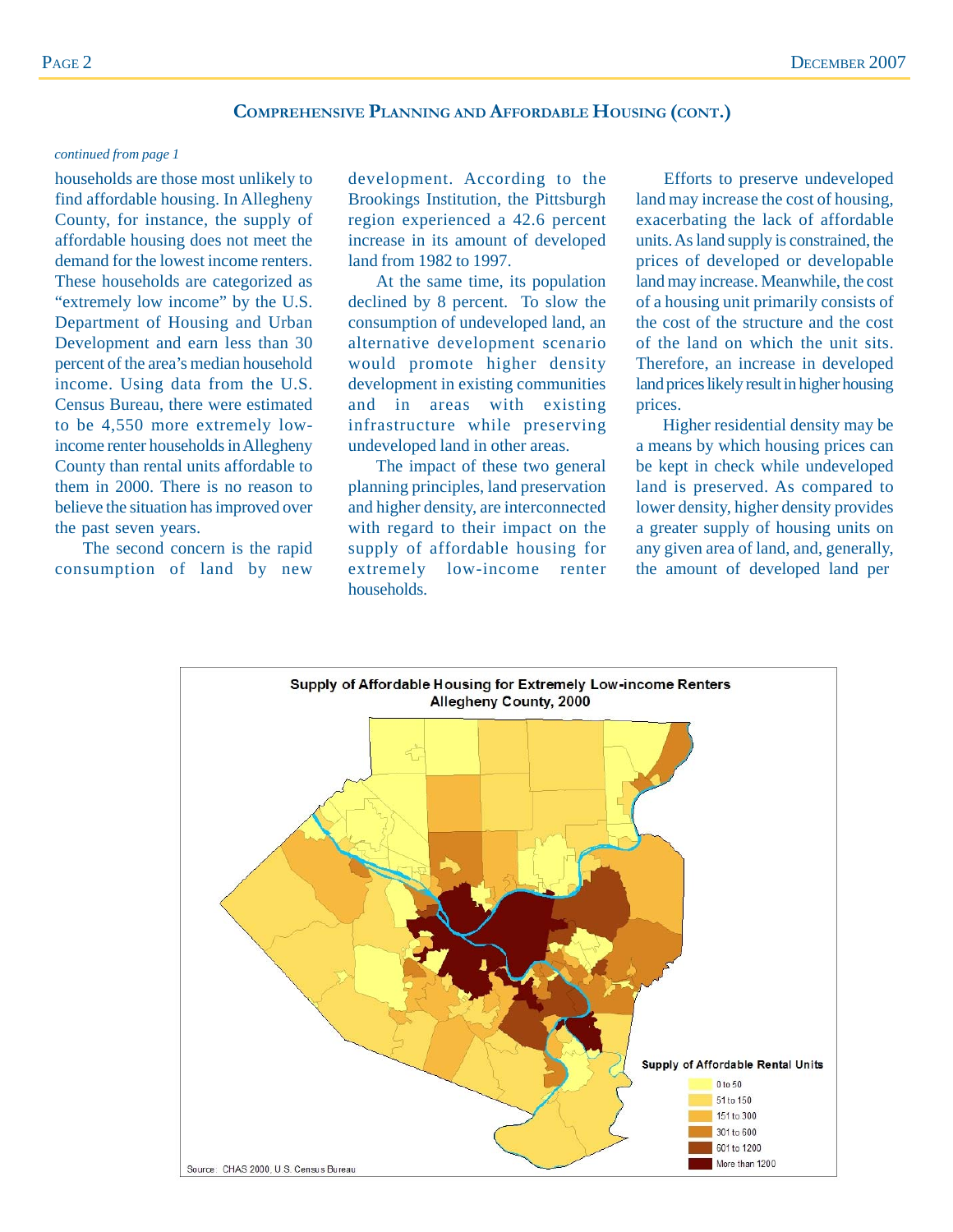## Comprehensive Planning and Affordable Housing (cont.)

*continued from page 1*

households are those most unlikely to find affordable housing. In Allegheny County, for instance, the supply of affordable housing does not meet the demand for the lowest income renters. These households are categorized as "extremely low income" by the U.S. Department of Housing and Urban Development and earn less than 30 percent of the area's median household income. Using data from the U.S. Census Bureau, there were estimated to be 4,550 more extremely low-income renter households in Allegheny County than rental units affordable to them in 2000. There is no reason to believe the situation has improved over the past seven years.

The second concern is the rapid consumption of land by new development. According to the Brookings Institution, the Pittsburgh region experienced a 42.6 percent increase in its amount of developed land from 1982 to 1997.

At the same time, its population declined by 8 percent. To slow the consumption of undeveloped land, an alternative development scenario would promote higher density development in existing communities and in areas with existing infrastructure while preserving undeveloped land in other areas.

The impact of these two general planning principles, land preservation and higher density, are interconnected with regard to their impact on the supply of affordable housing for extremely low-income renter households.

Efforts to preserve undeveloped land may increase the cost of housing, exacerbating the lack of affordable units. As land supply is constrained, the prices of developed or developable land may increase. Meanwhile, the cost of a housing unit primarily consists of the cost of the structure and the cost of the land on which the unit sits. Therefore, an increase in developed land prices likely result in higher housing prices.

Higher residential density may be a means by which housing prices can be kept in check while undeveloped land is preserved. As compared to lower density, higher density provides a greater supply of housing units on any given area of land, and, generally, the amount of developed land per

**Supply of Affordable Housing for Extremely Low-income Renters**
**Allegheny County, 2000**

Supply of Affordable Rental Units

- 0 to 50
- 51 to 150
- 151 to 300
- 301 to 600
- 601 to 1200
- More than 1200

Source: CHAS 2000, U.S. Census Bureau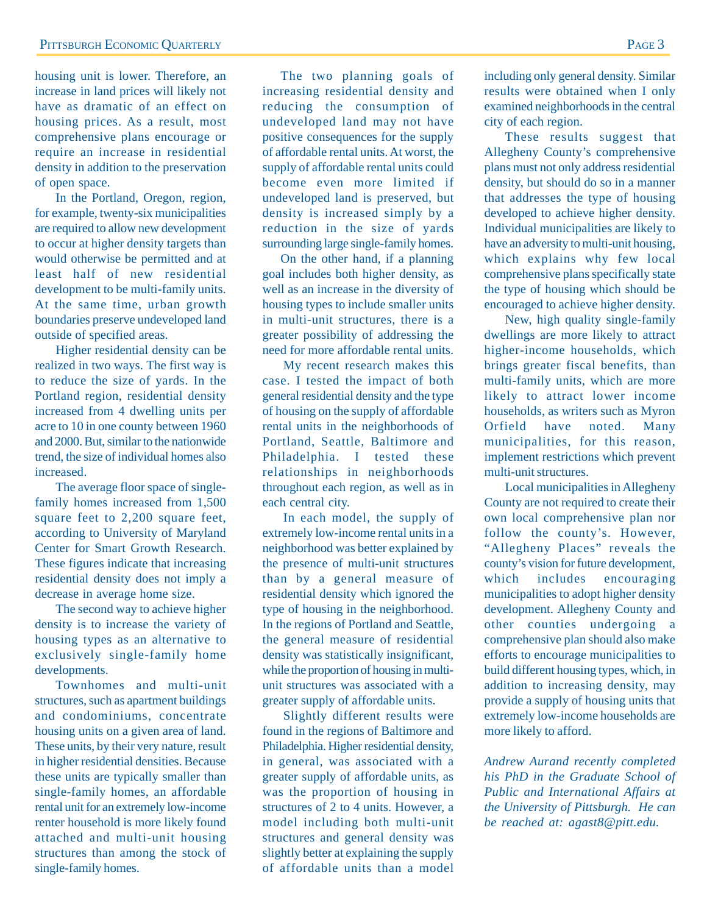housing unit is lower. Therefore, an increase in land prices will likely not have as dramatic of an effect on housing prices. As a result, most comprehensive plans encourage or require an increase in residential density in addition to the preservation of open space.

In the Portland, Oregon, region, for example, twenty-six municipalities are required to allow new development to occur at higher density targets than would otherwise be permitted and at least half of new residential development to be multi-family units. At the same time, urban growth boundaries preserve undeveloped land outside of specified areas.

Higher residential density can be realized in two ways. The first way is to reduce the size of yards. In the Portland region, residential density increased from 4 dwelling units per acre to 10 in one county between 1960 and 2000. But, similar to the nationwide trend, the size of individual homes also increased.

The average floor space of single-family homes increased from 1,500 square feet to 2,200 square feet, according to University of Maryland Center for Smart Growth Research. These figures indicate that increasing residential density does not imply a decrease in average home size.

The second way to achieve higher density is to increase the variety of housing types as an alternative to exclusively single-family home developments.

Townhomes and multi-unit structures, such as apartment buildings and condominiums, concentrate housing units on a given area of land. These units, by their very nature, result in higher residential densities. Because these units are typically smaller than single-family homes, an affordable rental unit for an extremely low-income renter household is more likely found attached and multi-unit housing structures than among the stock of single-family homes.

The two planning goals of increasing residential density and reducing the consumption of undeveloped land may not have positive consequences for the supply of affordable rental units. At worst, the supply of affordable rental units could become even more limited if undeveloped land is preserved, but density is increased simply by a reduction in the size of yards surrounding large single-family homes.

On the other hand, if a planning goal includes both higher density, as well as an increase in the diversity of housing types to include smaller units in multi-unit structures, there is a greater possibility of addressing the need for more affordable rental units.

My recent research makes this case. I tested the impact of both general residential density and the type of housing on the supply of affordable rental units in the neighborhoods of Portland, Seattle, Baltimore and Philadelphia. I tested these relationships in neighborhoods throughout each region, as well as in each central city.

In each model, the supply of extremely low-income rental units in a neighborhood was better explained by the presence of multi-unit structures than by a general measure of residential density which ignored the type of housing in the neighborhood. In the regions of Portland and Seattle, the general measure of residential density was statistically insignificant, while the proportion of housing in multi-unit structures was associated with a greater supply of affordable units.

Slightly different results were found in the regions of Baltimore and Philadelphia. Higher residential density, in general, was associated with a greater supply of affordable units, as was the proportion of housing in structures of 2 to 4 units. However, a model including both multi-unit structures and general density was slightly better at explaining the supply of affordable units than a model including only general density. Similar results were obtained when I only examined neighborhoods in the central city of each region.

These results suggest that Allegheny County's comprehensive plans must not only address residential density, but should do so in a manner that addresses the type of housing developed to achieve higher density. Individual municipalities are likely to have an adversity to multi-unit housing, which explains why few local comprehensive plans specifically state the type of housing which should be encouraged to achieve higher density.

New, high quality single-family dwellings are more likely to attract higher-income households, which brings greater fiscal benefits, than multi-family units, which are more likely to attract lower income households, as writers such as Myron Orfield have noted. Many municipalities, for this reason, implement restrictions which prevent multi-unit structures.

Local municipalities in Allegheny County are not required to create their own local comprehensive plan nor follow the county's. However, "Allegheny Places" reveals the county's vision for future development, which includes encouraging municipalities to adopt higher density development. Allegheny County and other counties undergoing a comprehensive plan should also make efforts to encourage municipalities to build different housing types, which, in addition to increasing density, may provide a supply of housing units that extremely low-income households are more likely to afford.

*Andrew Aurand recently completed his PhD in the Graduate School of Public and International Affairs at the University of Pittsburgh. He can be reached at: agast8@pitt.edu.*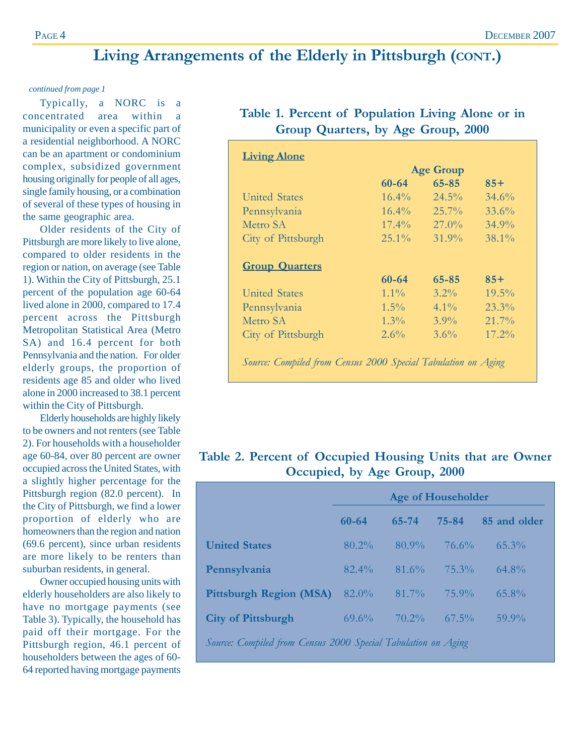# Living Arrangements of the Elderly in Pittsburgh (cont.)

*continued from page 1*

Typically, a NORC is a concentrated area within a municipality or even a specific part of a residential neighborhood. A NORC can be an apartment or condominium complex, subsidized government housing originally for people of all ages, single family housing, or a combination of several of these types of housing in the same geographic area.

Older residents of the City of Pittsburgh are more likely to live alone, compared to older residents in the region or nation, on average (see Table 1). Within the City of Pittsburgh, 25.1 percent of the population age 60-64 lived alone in 2000, compared to 17.4 percent across the Pittsburgh Metropolitan Statistical Area (Metro SA) and 16.4 percent for both Pennsylvania and the nation. For older elderly groups, the proportion of residents age 85 and older who lived alone in 2000 increased to 38.1 percent within the City of Pittsburgh.

Elderly households are highly likely to be owners and not renters (see Table 2). For households with a householder age 60-84, over 80 percent are owner occupied across the United States, with a slightly higher percentage for the Pittsburgh region (82.0 percent). In the City of Pittsburgh, we find a lower proportion of elderly who are homeowners than the region and nation (69.6 percent), since urban residents are more likely to be renters than suburban residents, in general.

Owner occupied housing units with elderly householders are also likely to have no mortgage payments (see Table 3). Typically, the household has paid off their mortgage. For the Pittsburgh region, 46.1 percent of householders between the ages of 60-64 reported having mortgage payments

### Table 1. Percent of Population Living Alone or in Group Quarters, by Age Group, 2000

**Living Alone**

| | Age Group | | |
|---|---|---|---|
| | **60-64** | **65-85** | **85+** |
| United States | 16.4% | 24.5% | 34.6% |
| Pennsylvania | 16.4% | 25.7% | 33.6% |
| Metro SA | 17.4% | 27.0% | 34.9% |
| City of Pittsburgh | 25.1% | 31.9% | 38.1% |

**Group Quarters**

| | **60-64** | **65-85** | **85+** |
|---|---|---|---|
| United States | 1.1% | 3.2% | 19.5% |
| Pennsylvania | 1.5% | 4.1% | 23.3% |
| Metro SA | 1.3% | 3.9% | 21.7% |
| City of Pittsburgh | 2.6% | 3.6% | 17.2% |

*Source: Compiled from Census 2000 Special Tabulation on Aging*

### Table 2. Percent of Occupied Housing Units that are Owner Occupied, by Age Group, 2000

| | Age of Householder | | | |
|---|---|---|---|---|
| | **60-64** | **65-74** | **75-84** | **85 and older** |
| **United States** | 80.2% | 80.9% | 76.6% | 65.3% |
| **Pennsylvania** | 82.4% | 81.6% | 75.3% | 64.8% |
| **Pittsburgh Region (MSA)** | 82.0% | 81.7% | 75.9% | 65.8% |
| **City of Pittsburgh** | 69.6% | 70.2% | 67.5% | 59.9% |

*Source: Compiled from Census 2000 Special Tabulation on Aging*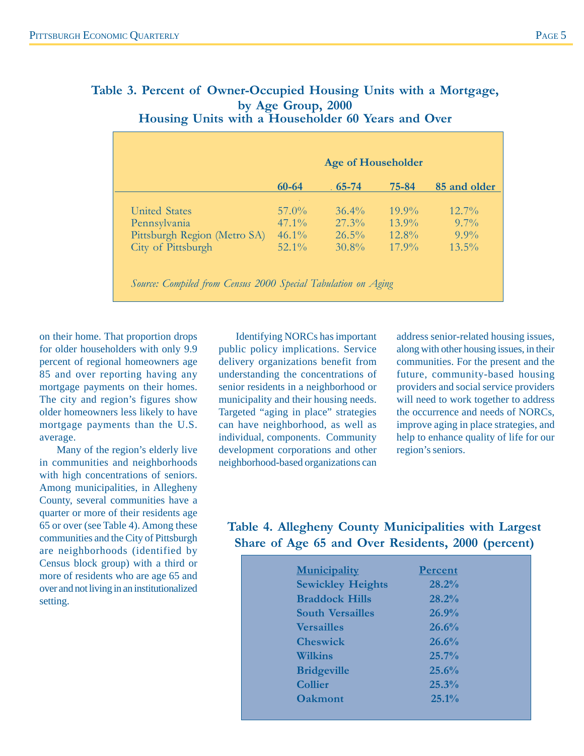## Table 3. Percent of Owner-Occupied Housing Units with a Mortgage, by Age Group, 2000
## Housing Units with a Householder 60 Years and Over

| | Age of Householder | | | |
|---|---|---|---|---|
| | 60-64 | 65-74 | 75-84 | 85 and older |
| United States | 57.0% | 36.4% | 19.9% | 12.7% |
| Pennsylvania | 47.1% | 27.3% | 13.9% | 9.7% |
| Pittsburgh Region (Metro SA) | 46.1% | 26.5% | 12.8% | 9.9% |
| City of Pittsburgh | 52.1% | 30.8% | 17.9% | 13.5% |

*Source: Compiled from Census 2000 Special Tabulation on Aging*

on their home. That proportion drops for older householders with only 9.9 percent of regional homeowners age 85 and over reporting having any mortgage payments on their homes. The city and region's figures show older homeowners less likely to have mortgage payments than the U.S. average.

Many of the region's elderly live in communities and neighborhoods with high concentrations of seniors. Among municipalities, in Allegheny County, several communities have a quarter or more of their residents age 65 or over (see Table 4). Among these communities and the City of Pittsburgh are neighborhoods (identified by Census block group) with a third or more of residents who are age 65 and over and not living in an institutionalized setting.

Identifying NORCs has important public policy implications. Service delivery organizations benefit from understanding the concentrations of senior residents in a neighborhood or municipality and their housing needs. Targeted "aging in place" strategies can have neighborhood, as well as individual, components. Community development corporations and other neighborhood-based organizations can address senior-related housing issues, along with other housing issues, in their communities. For the present and the future, community-based housing providers and social service providers will need to work together to address the occurrence and needs of NORCs, improve aging in place strategies, and help to enhance quality of life for our region's seniors.

## Table 4. Allegheny County Municipalities with Largest Share of Age 65 and Over Residents, 2000 (percent)

| Municipality | Percent |
|---|---|
| Sewickley Heights | 28.2% |
| Braddock Hills | 28.2% |
| South Versailles | 26.9% |
| Versailles | 26.6% |
| Cheswick | 26.6% |
| Wilkins | 25.7% |
| Bridgeville | 25.6% |
| Collier | 25.3% |
| Oakmont | 25.1% |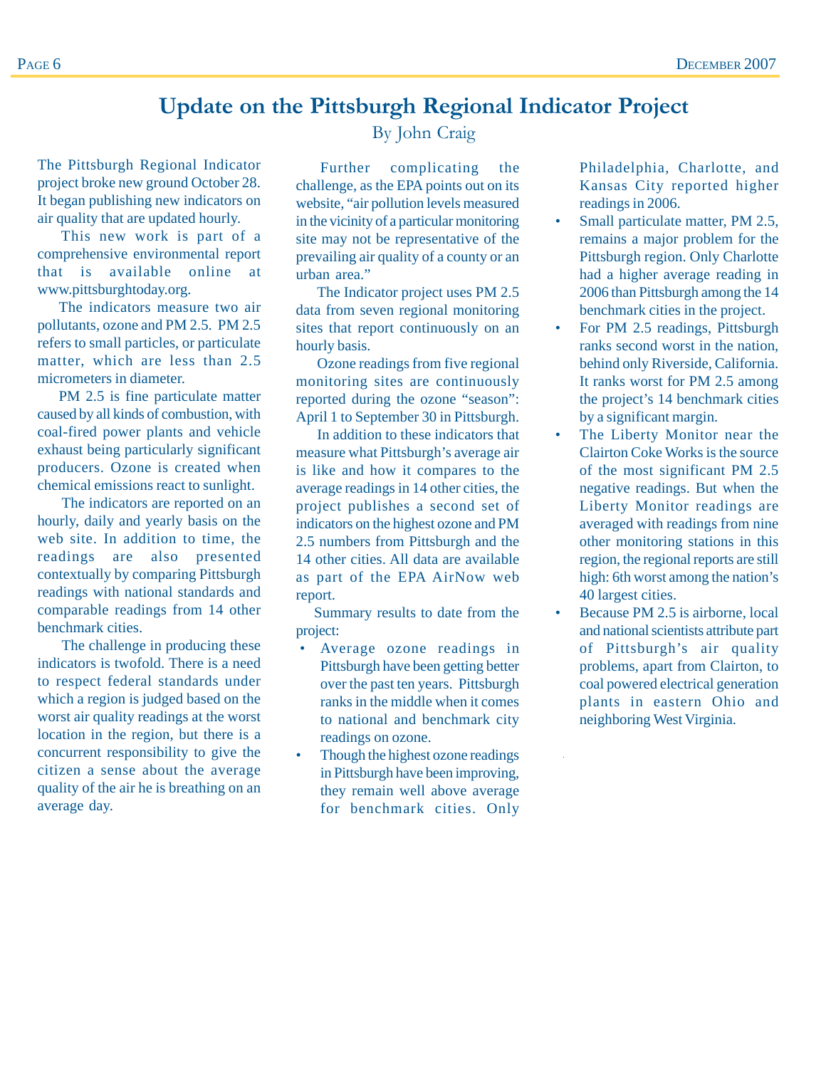# Update on the Pittsburgh Regional Indicator Project

By John Craig

The Pittsburgh Regional Indicator project broke new ground October 28. It began publishing new indicators on air quality that are updated hourly.

This new work is part of a comprehensive environmental report that is available online at www.pittsburghtoday.org.

The indicators measure two air pollutants, ozone and PM 2.5. PM 2.5 refers to small particles, or particulate matter, which are less than 2.5 micrometers in diameter.

PM 2.5 is fine particulate matter caused by all kinds of combustion, with coal-fired power plants and vehicle exhaust being particularly significant producers. Ozone is created when chemical emissions react to sunlight.

The indicators are reported on an hourly, daily and yearly basis on the web site. In addition to time, the readings are also presented contextually by comparing Pittsburgh readings with national standards and comparable readings from 14 other benchmark cities.

The challenge in producing these indicators is twofold. There is a need to respect federal standards under which a region is judged based on the worst air quality readings at the worst location in the region, but there is a concurrent responsibility to give the citizen a sense about the average quality of the air he is breathing on an average day.

Further complicating the challenge, as the EPA points out on its website, "air pollution levels measured in the vicinity of a particular monitoring site may not be representative of the prevailing air quality of a county or an urban area."

The Indicator project uses PM 2.5 data from seven regional monitoring sites that report continuously on an hourly basis.

Ozone readings from five regional monitoring sites are continuously reported during the ozone "season": April 1 to September 30 in Pittsburgh.

In addition to these indicators that measure what Pittsburgh's average air is like and how it compares to the average readings in 14 other cities, the project publishes a second set of indicators on the highest ozone and PM 2.5 numbers from Pittsburgh and the 14 other cities. All data are available as part of the EPA AirNow web report.

Summary results to date from the project:

- Average ozone readings in Pittsburgh have been getting better over the past ten years. Pittsburgh ranks in the middle when it comes to national and benchmark city readings on ozone.
- Though the highest ozone readings in Pittsburgh have been improving, they remain well above average for benchmark cities. Only Philadelphia, Charlotte, and Kansas City reported higher readings in 2006.
- Small particulate matter, PM 2.5, remains a major problem for the Pittsburgh region. Only Charlotte had a higher average reading in 2006 than Pittsburgh among the 14 benchmark cities in the project.
- For PM 2.5 readings, Pittsburgh ranks second worst in the nation, behind only Riverside, California. It ranks worst for PM 2.5 among the project's 14 benchmark cities by a significant margin.
- The Liberty Monitor near the Clairton Coke Works is the source of the most significant PM 2.5 negative readings. But when the Liberty Monitor readings are averaged with readings from nine other monitoring stations in this region, the regional reports are still high: 6th worst among the nation's 40 largest cities.
- Because PM 2.5 is airborne, local and national scientists attribute part of Pittsburgh's air quality problems, apart from Clairton, to coal powered electrical generation plants in eastern Ohio and neighboring West Virginia.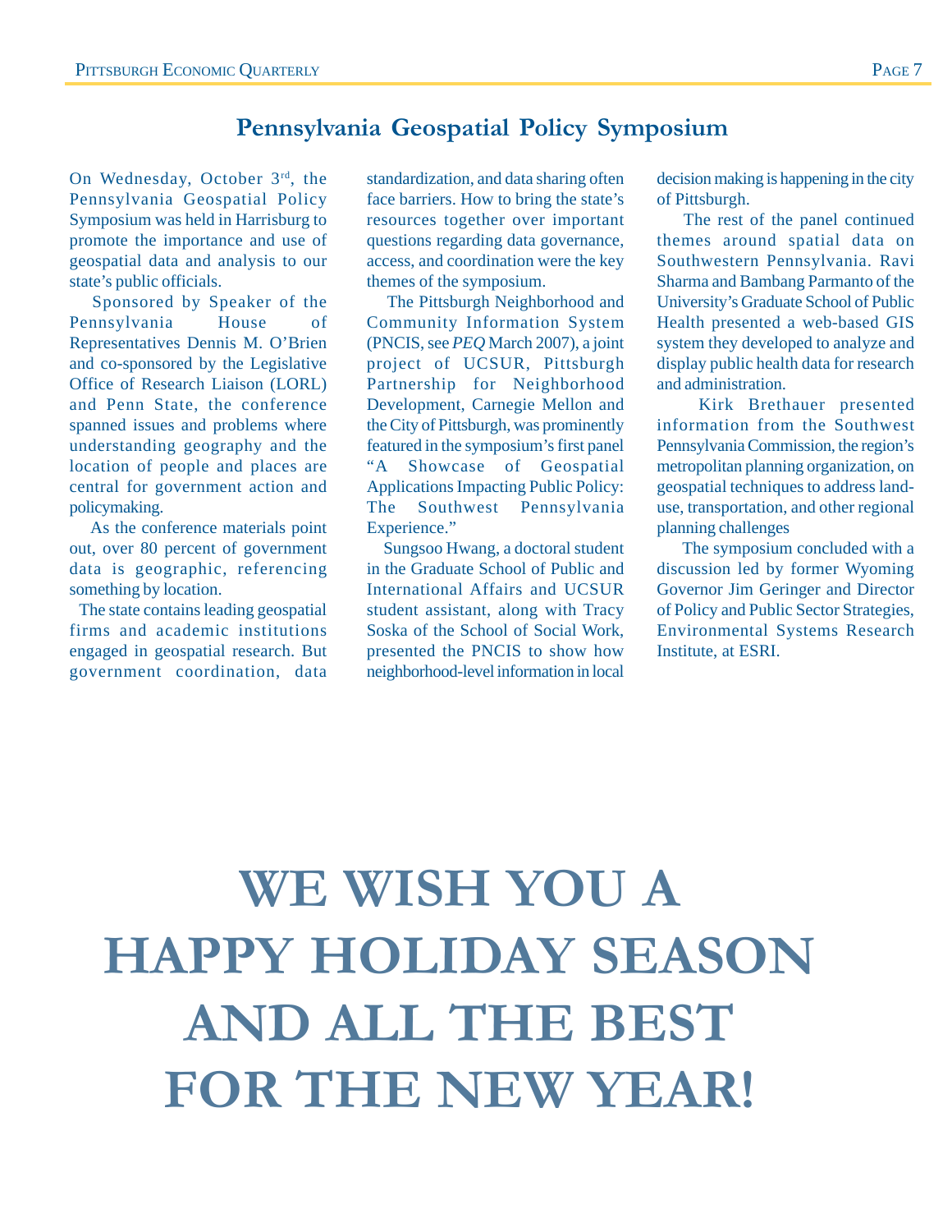## Pennsylvania Geospatial Policy Symposium

On Wednesday, October 3rd, the Pennsylvania Geospatial Policy Symposium was held in Harrisburg to promote the importance and use of geospatial data and analysis to our state's public officials.

Sponsored by Speaker of the Pennsylvania House of Representatives Dennis M. O'Brien and co-sponsored by the Legislative Office of Research Liaison (LORL) and Penn State, the conference spanned issues and problems where understanding geography and the location of people and places are central for government action and policymaking.

As the conference materials point out, over 80 percent of government data is geographic, referencing something by location.

The state contains leading geospatial firms and academic institutions engaged in geospatial research. But government coordination, data standardization, and data sharing often face barriers. How to bring the state's resources together over important questions regarding data governance, access, and coordination were the key themes of the symposium.

The Pittsburgh Neighborhood and Community Information System (PNCIS, see *PEQ* March 2007), a joint project of UCSUR, Pittsburgh Partnership for Neighborhood Development, Carnegie Mellon and the City of Pittsburgh, was prominently featured in the symposium's first panel "A Showcase of Geospatial Applications Impacting Public Policy: The Southwest Pennsylvania Experience."

Sungsoo Hwang, a doctoral student in the Graduate School of Public and International Affairs and UCSUR student assistant, along with Tracy Soska of the School of Social Work, presented the PNCIS to show how neighborhood-level information in local decision making is happening in the city of Pittsburgh.

The rest of the panel continued themes around spatial data on Southwestern Pennsylvania. Ravi Sharma and Bambang Parmanto of the University's Graduate School of Public Health presented a web-based GIS system they developed to analyze and display public health data for research and administration.

Kirk Brethauer presented information from the Southwest Pennsylvania Commission, the region's metropolitan planning organization, on geospatial techniques to address land-use, transportation, and other regional planning challenges

The symposium concluded with a discussion led by former Wyoming Governor Jim Geringer and Director of Policy and Public Sector Strategies, Environmental Systems Research Institute, at ESRI.

# WE WISH YOU A HAPPY HOLIDAY SEASON AND ALL THE BEST FOR THE NEW YEAR!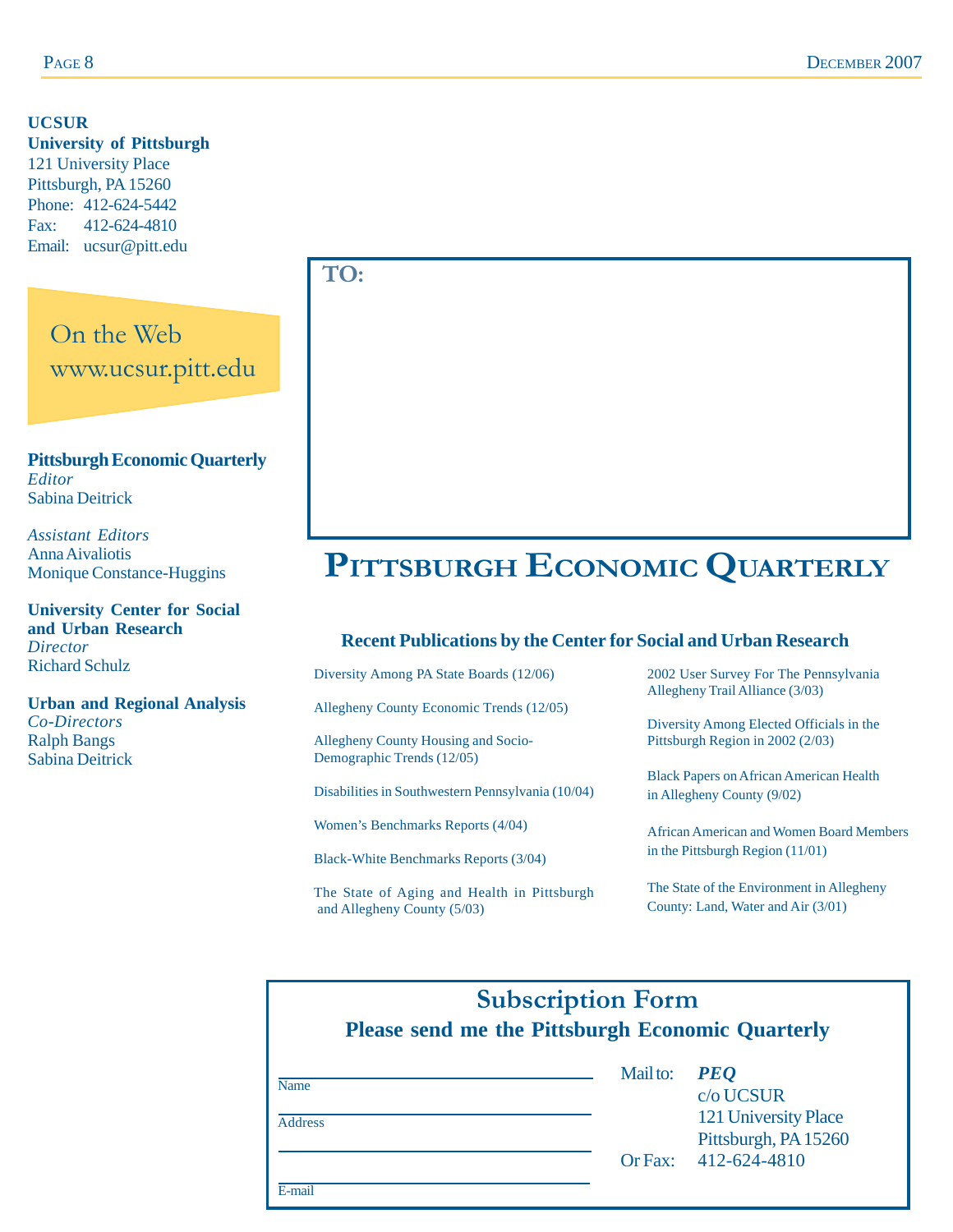**UCSUR**
**University of Pittsburgh**
121 University Place
Pittsburgh, PA 15260
Phone: 412-624-5442
Fax: 412-624-4810
Email: ucsur@pitt.edu

On the Web
www.ucsur.pitt.edu

**Pittsburgh Economic Quarterly**
*Editor*
Sabina Deitrick

*Assistant Editors*
Anna Aivaliotis
Monique Constance-Huggins

**University Center for Social and Urban Research**
*Director*
Richard Schulz

**Urban and Regional Analysis**
*Co-Directors*
Ralph Bangs
Sabina Deitrick

**TO:**

# Pittsburgh Economic Quarterly

## Recent Publications by the Center for Social and Urban Research

Diversity Among PA State Boards (12/06)

Allegheny County Economic Trends (12/05)

Allegheny County Housing and Socio-Demographic Trends (12/05)

Disabilities in Southwestern Pennsylvania (10/04)

Women's Benchmarks Reports (4/04)

Black-White Benchmarks Reports (3/04)

The State of Aging and Health in Pittsburgh and Allegheny County (5/03)

2002 User Survey For The Pennsylvania Allegheny Trail Alliance (3/03)

Diversity Among Elected Officials in the Pittsburgh Region in 2002 (2/03)

Black Papers on African American Health in Allegheny County (9/02)

African American and Women Board Members in the Pittsburgh Region (11/01)

The State of the Environment in Allegheny County: Land, Water and Air (3/01)

## Subscription Form

### Please send me the Pittsburgh Economic Quarterly

Name

Address

E-mail

Mail to: ***PEQ***
c/o UCSUR
121 University Place
Pittsburgh, PA 15260

Or Fax: 412-624-4810